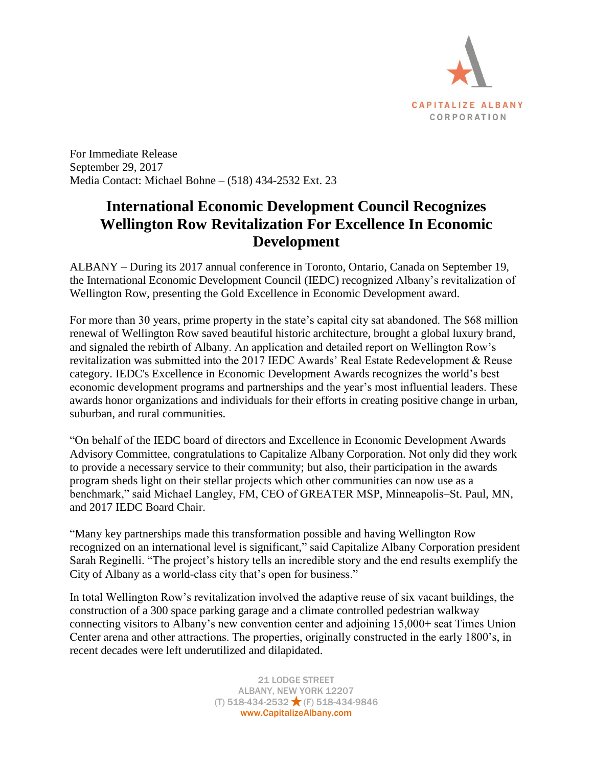CAPITALIZE ALBANY CORPORATION

For Immediate Release
September 29, 2017
Media Contact: Michael Bohne – (518) 434-2532 Ext. 23

# International Economic Development Council Recognizes Wellington Row Revitalization For Excellence In Economic Development

ALBANY – During its 2017 annual conference in Toronto, Ontario, Canada on September 19, the International Economic Development Council (IEDC) recognized Albany's revitalization of Wellington Row, presenting the Gold Excellence in Economic Development award.

For more than 30 years, prime property in the state's capital city sat abandoned. The $68 million renewal of Wellington Row saved beautiful historic architecture, brought a global luxury brand, and signaled the rebirth of Albany. An application and detailed report on Wellington Row's revitalization was submitted into the 2017 IEDC Awards' Real Estate Redevelopment & Reuse category. IEDC's Excellence in Economic Development Awards recognizes the world's best economic development programs and partnerships and the year's most influential leaders. These awards honor organizations and individuals for their efforts in creating positive change in urban, suburban, and rural communities.

"On behalf of the IEDC board of directors and Excellence in Economic Development Awards Advisory Committee, congratulations to Capitalize Albany Corporation. Not only did they work to provide a necessary service to their community; but also, their participation in the awards program sheds light on their stellar projects which other communities can now use as a benchmark," said Michael Langley, FM, CEO of GREATER MSP, Minneapolis–St. Paul, MN, and 2017 IEDC Board Chair.

"Many key partnerships made this transformation possible and having Wellington Row recognized on an international level is significant," said Capitalize Albany Corporation president Sarah Reginelli. "The project's history tells an incredible story and the end results exemplify the City of Albany as a world-class city that's open for business."

In total Wellington Row's revitalization involved the adaptive reuse of six vacant buildings, the construction of a 300 space parking garage and a climate controlled pedestrian walkway connecting visitors to Albany's new convention center and adjoining 15,000+ seat Times Union Center arena and other attractions. The properties, originally constructed in the early 1800's, in recent decades were left underutilized and dilapidated.

21 LODGE STREET
ALBANY, NEW YORK 12207
(T) 518-434-2532 ★ (F) 518-434-9846
www.CapitalizeAlbany.com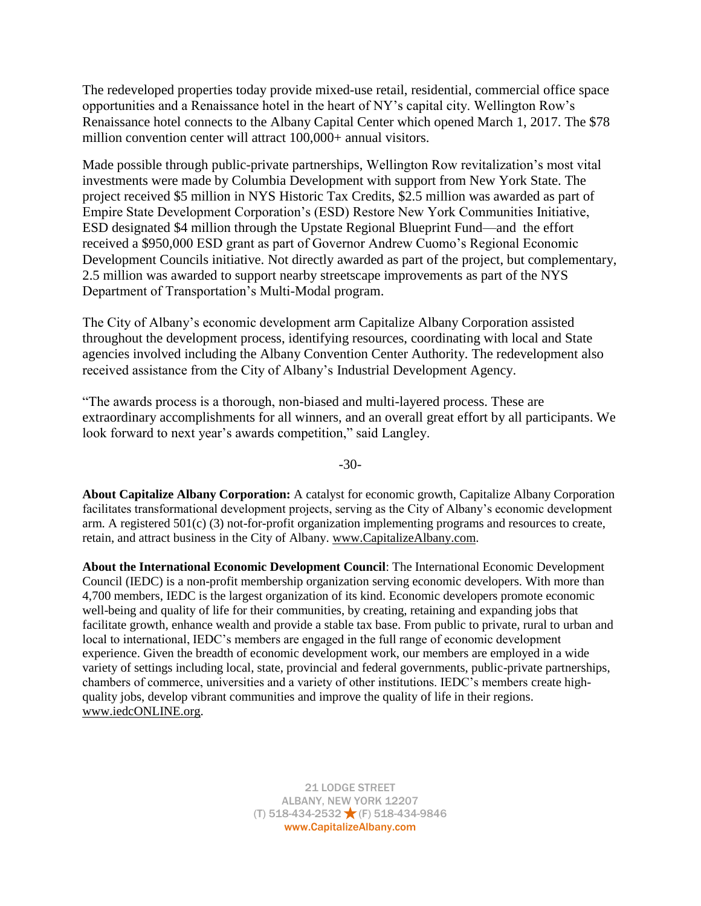The redeveloped properties today provide mixed-use retail, residential, commercial office space opportunities and a Renaissance hotel in the heart of NY's capital city. Wellington Row's Renaissance hotel connects to the Albany Capital Center which opened March 1, 2017. The $78 million convention center will attract 100,000+ annual visitors.

Made possible through public-private partnerships, Wellington Row revitalization's most vital investments were made by Columbia Development with support from New York State. The project received $5 million in NYS Historic Tax Credits, $2.5 million was awarded as part of Empire State Development Corporation's (ESD) Restore New York Communities Initiative, ESD designated $4 million through the Upstate Regional Blueprint Fund—and the effort received a $950,000 ESD grant as part of Governor Andrew Cuomo's Regional Economic Development Councils initiative. Not directly awarded as part of the project, but complementary, 2.5 million was awarded to support nearby streetscape improvements as part of the NYS Department of Transportation's Multi-Modal program.

The City of Albany's economic development arm Capitalize Albany Corporation assisted throughout the development process, identifying resources, coordinating with local and State agencies involved including the Albany Convention Center Authority. The redevelopment also received assistance from the City of Albany's Industrial Development Agency.

"The awards process is a thorough, non-biased and multi-layered process. These are extraordinary accomplishments for all winners, and an overall great effort by all participants. We look forward to next year's awards competition," said Langley.

-30-

**About Capitalize Albany Corporation:** A catalyst for economic growth, Capitalize Albany Corporation facilitates transformational development projects, serving as the City of Albany's economic development arm. A registered 501(c) (3) not-for-profit organization implementing programs and resources to create, retain, and attract business in the City of Albany. www.CapitalizeAlbany.com.

**About the International Economic Development Council**: The International Economic Development Council (IEDC) is a non-profit membership organization serving economic developers. With more than 4,700 members, IEDC is the largest organization of its kind. Economic developers promote economic well-being and quality of life for their communities, by creating, retaining and expanding jobs that facilitate growth, enhance wealth and provide a stable tax base. From public to private, rural to urban and local to international, IEDC's members are engaged in the full range of economic development experience. Given the breadth of economic development work, our members are employed in a wide variety of settings including local, state, provincial and federal governments, public-private partnerships, chambers of commerce, universities and a variety of other institutions. IEDC's members create high-quality jobs, develop vibrant communities and improve the quality of life in their regions. www.iedcONLINE.org.

21 LODGE STREET
ALBANY, NEW YORK 12207
(T) 518-434-2532 ★ (F) 518-434-9846
www.CapitalizeAlbany.com